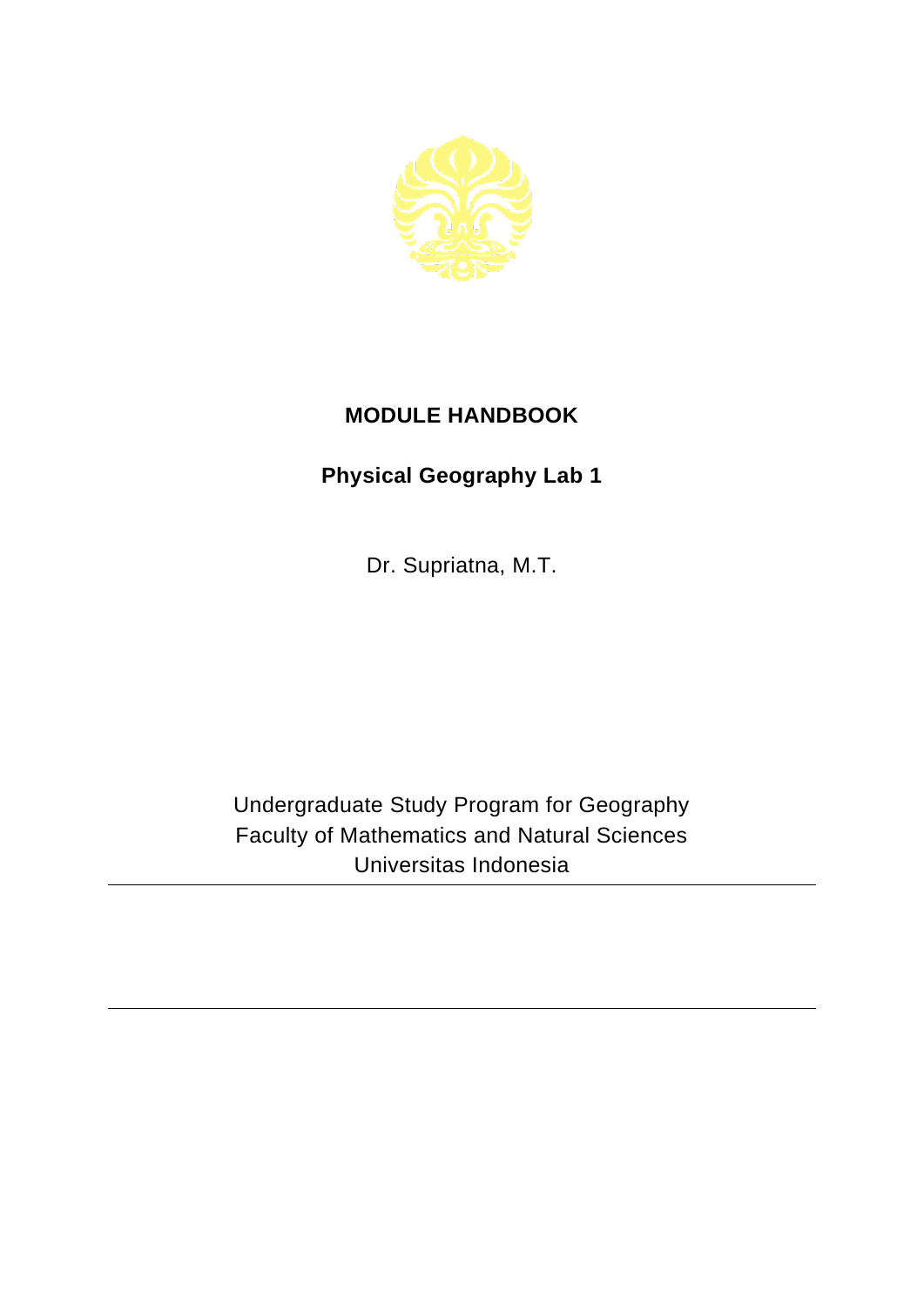# MODULE HANDBOOK

## Physical Geography Lab 1

Dr. Supriatna, M.T.

Undergraduate Study Program for Geography
Faculty of Mathematics and Natural Sciences
Universitas Indonesia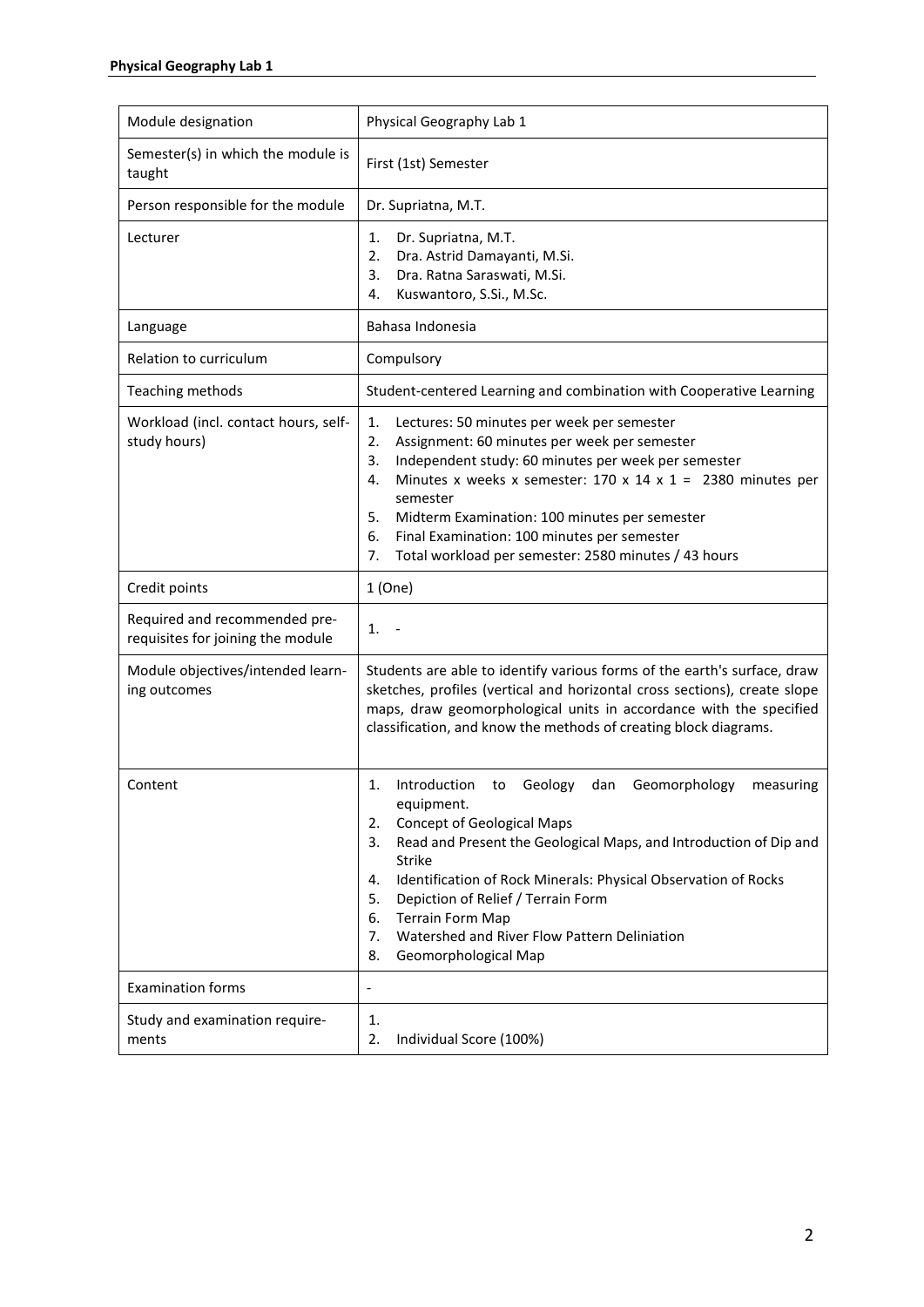| Module designation | Physical Geography Lab 1 |
|---|---|
| Semester(s) in which the module is taught | First (1st) Semester |
| Person responsible for the module | Dr. Supriatna, M.T. |
| Lecturer | 1. Dr. Supriatna, M.T.<br>2. Dra. Astrid Damayanti, M.Si.<br>3. Dra. Ratna Saraswati, M.Si.<br>4. Kuswantoro, S.Si., M.Sc. |
| Language | Bahasa Indonesia |
| Relation to curriculum | Compulsory |
| Teaching methods | Student-centered Learning and combination with Cooperative Learning |
| Workload (incl. contact hours, self-study hours) | 1. Lectures: 50 minutes per week per semester<br>2. Assignment: 60 minutes per week per semester<br>3. Independent study: 60 minutes per week per semester<br>4. Minutes x weeks x semester: 170 x 14 x 1 = 2380 minutes per semester<br>5. Midterm Examination: 100 minutes per semester<br>6. Final Examination: 100 minutes per semester<br>7. Total workload per semester: 2580 minutes / 43 hours |
| Credit points | 1 (One) |
| Required and recommended pre-requisites for joining the module | 1. - |
| Module objectives/intended learn-ing outcomes | Students are able to identify various forms of the earth's surface, draw sketches, profiles (vertical and horizontal cross sections), create slope maps, draw geomorphological units in accordance with the specified classification, and know the methods of creating block diagrams. |
| Content | 1. Introduction to Geology dan Geomorphology measuring equipment.<br>2. Concept of Geological Maps<br>3. Read and Present the Geological Maps, and Introduction of Dip and Strike<br>4. Identification of Rock Minerals: Physical Observation of Rocks<br>5. Depiction of Relief / Terrain Form<br>6. Terrain Form Map<br>7. Watershed and River Flow Pattern Deliniation<br>8. Geomorphological Map |
| Examination forms | - |
| Study and examination require-ments | 1.<br>2. Individual Score (100%) |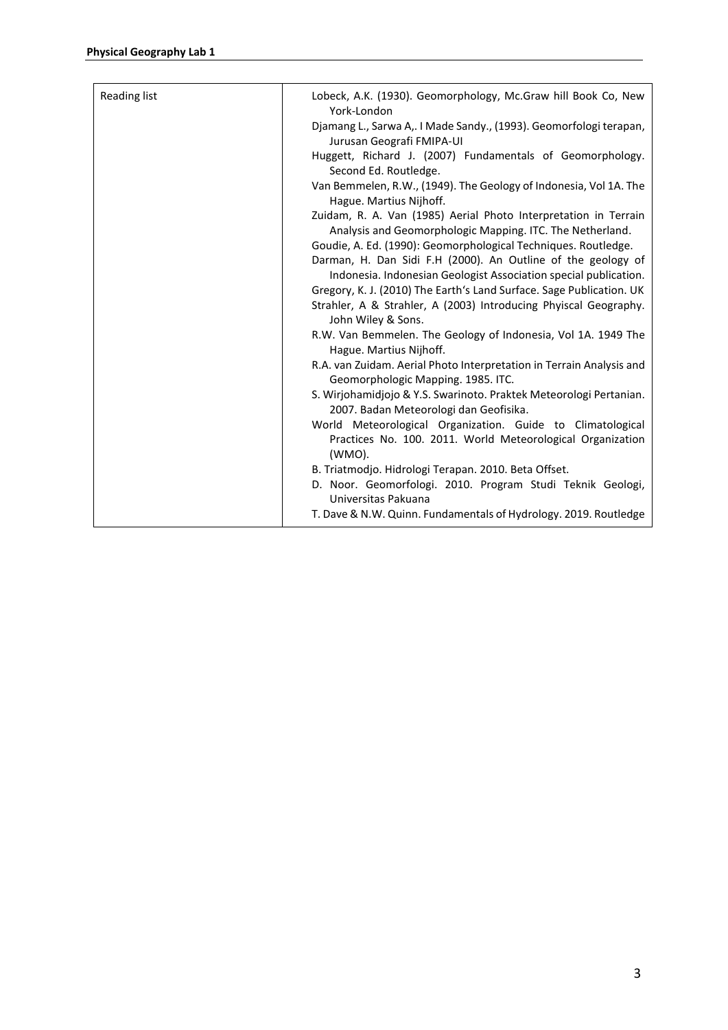| | |
|---|---|
| Reading list | Lobeck, A.K. (1930). Geomorphology, Mc.Graw hill Book Co, New York-London<br>Djamang L., Sarwa A,. I Made Sandy., (1993). Geomorfologi terapan, Jurusan Geografi FMIPA-UI<br>Huggett, Richard J. (2007) Fundamentals of Geomorphology. Second Ed. Routledge.<br>Van Bemmelen, R.W., (1949). The Geology of Indonesia, Vol 1A. The Hague. Martius Nijhoff.<br>Zuidam, R. A. Van (1985) Aerial Photo Interpretation in Terrain Analysis and Geomorphologic Mapping. ITC. The Netherland.<br>Goudie, A. Ed. (1990): Geomorphological Techniques. Routledge.<br>Darman, H. Dan Sidi F.H (2000). An Outline of the geology of Indonesia. Indonesian Geologist Association special publication.<br>Gregory, K. J. (2010) The Earth's Land Surface. Sage Publication. UK<br>Strahler, A & Strahler, A (2003) Introducing Phyiscal Geography. John Wiley & Sons.<br>R.W. Van Bemmelen. The Geology of Indonesia, Vol 1A. 1949 The Hague. Martius Nijhoff.<br>R.A. van Zuidam. Aerial Photo Interpretation in Terrain Analysis and Geomorphologic Mapping. 1985. ITC.<br>S. Wirjohamidjojo & Y.S. Swarinoto. Praktek Meteorologi Pertanian. 2007. Badan Meteorologi dan Geofisika.<br>World Meteorological Organization. Guide to Climatological Practices No. 100. 2011. World Meteorological Organization (WMO).<br>B. Triatmodjo. Hidrologi Terapan. 2010. Beta Offset.<br>D. Noor. Geomorfologi. 2010. Program Studi Teknik Geologi, Universitas Pakuana<br>T. Dave & N.W. Quinn. Fundamentals of Hydrology. 2019. Routledge |